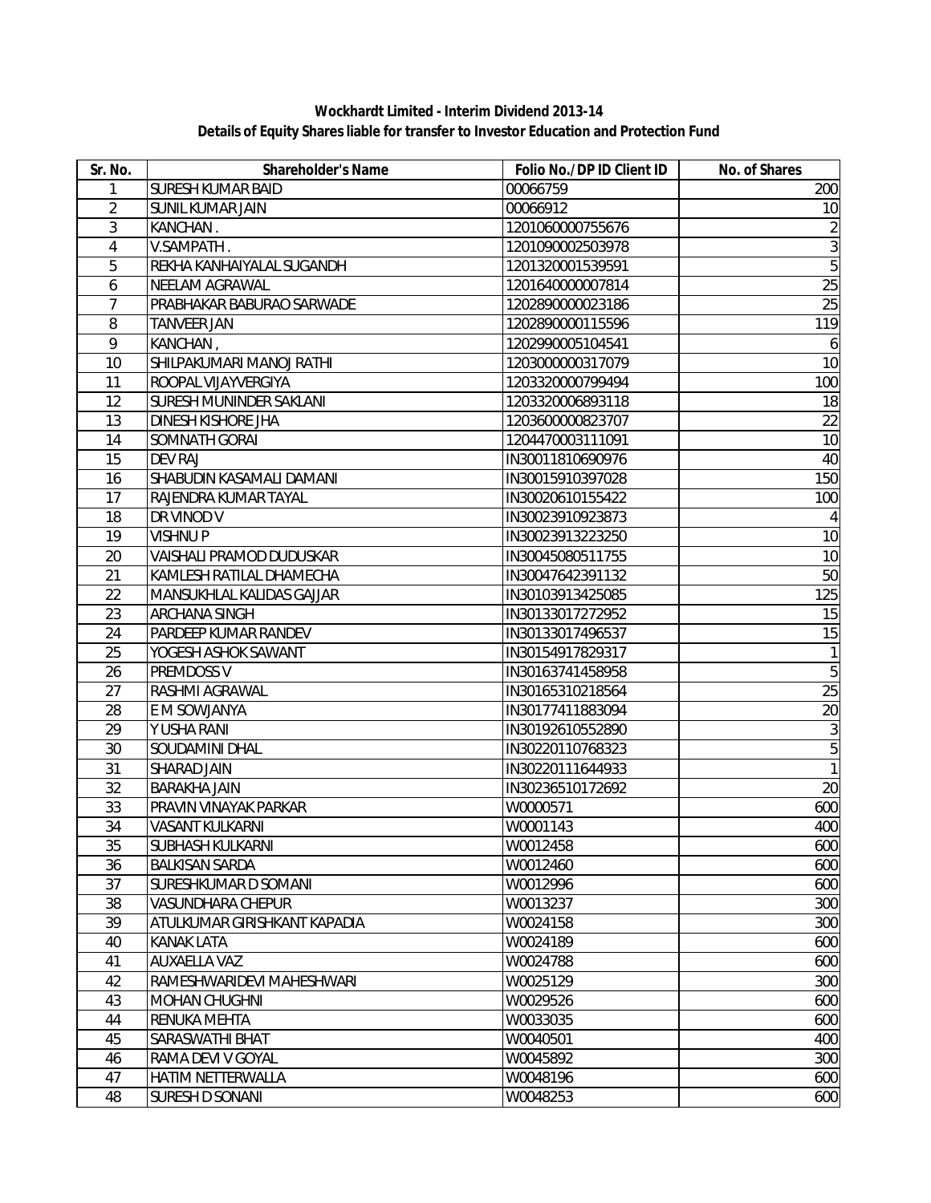# Wockhardt Limited - Interim Dividend 2013-14

## Details of Equity Shares liable for transfer to Investor Education and Protection Fund

| Sr. No. | Shareholder's Name | Folio No./DP ID Client ID | No. of Shares |
|---|---|---|---|
| 1 | SURESH KUMAR BAID | 00066759 | 200 |
| 2 | SUNIL KUMAR JAIN | 00066912 | 10 |
| 3 | KANCHAN . | 1201060000755676 | 2 |
| 4 | V.SAMPATH . | 1201090002503978 | 3 |
| 5 | REKHA KANHAIYALAL SUGANDH | 1201320001539591 | 5 |
| 6 | NEELAM AGRAWAL | 1201640000007814 | 25 |
| 7 | PRABHAKAR BABURAO SARWADE | 1202890000023186 | 25 |
| 8 | TANVEER JAN | 1202890000115596 | 119 |
| 9 | KANCHAN , | 1202990005104541 | 6 |
| 10 | SHILPAKUMARI MANOJ RATHI | 1203000000317079 | 10 |
| 11 | ROOPAL VIJAYVERGIYA | 1203320000799494 | 100 |
| 12 | SURESH MUNINDER SAKLANI | 1203320006893118 | 18 |
| 13 | DINESH KISHORE JHA | 1203600000823707 | 22 |
| 14 | SOMNATH GORAI | 1204470003111091 | 10 |
| 15 | DEV RAJ | IN30011810690976 | 40 |
| 16 | SHABUDIN KASAMALI DAMANI | IN30015910397028 | 150 |
| 17 | RAJENDRA KUMAR TAYAL | IN30020610155422 | 100 |
| 18 | DR VINOD V | IN30023910923873 | 4 |
| 19 | VISHNU P | IN30023913223250 | 10 |
| 20 | VAISHALI PRAMOD DUDUSKAR | IN30045080511755 | 10 |
| 21 | KAMLESH RATILAL DHAMECHA | IN30047642391132 | 50 |
| 22 | MANSUKHLAL KALIDAS GAJJAR | IN30103913425085 | 125 |
| 23 | ARCHANA SINGH | IN30133017272952 | 15 |
| 24 | PARDEEP KUMAR RANDEV | IN30133017496537 | 15 |
| 25 | YOGESH ASHOK SAWANT | IN30154917829317 | 1 |
| 26 | PREMDOSS V | IN30163741458958 | 5 |
| 27 | RASHMI AGRAWAL | IN30165310218564 | 25 |
| 28 | E M SOWJANYA | IN30177411883094 | 20 |
| 29 | Y USHA RANI | IN30192610552890 | 3 |
| 30 | SOUDAMINI DHAL | IN30220110768323 | 5 |
| 31 | SHARAD JAIN | IN30220111644933 | 1 |
| 32 | BARAKHA JAIN | IN30236510172692 | 20 |
| 33 | PRAVIN VINAYAK PARKAR | W0000571 | 600 |
| 34 | VASANT KULKARNI | W0001143 | 400 |
| 35 | SUBHASH KULKARNI | W0012458 | 600 |
| 36 | BALKISAN SARDA | W0012460 | 600 |
| 37 | SURESHKUMAR D SOMANI | W0012996 | 600 |
| 38 | VASUNDHARA CHEPUR | W0013237 | 300 |
| 39 | ATULKUMAR GIRISHKANT KAPADIA | W0024158 | 300 |
| 40 | KANAK LATA | W0024189 | 600 |
| 41 | AUXAELLA VAZ | W0024788 | 600 |
| 42 | RAMESHWARIDEVI MAHESHWARI | W0025129 | 300 |
| 43 | MOHAN CHUGHNI | W0029526 | 600 |
| 44 | RENUKA MEHTA | W0033035 | 600 |
| 45 | SARASWATHI BHAT | W0040501 | 400 |
| 46 | RAMA DEVI V GOYAL | W0045892 | 300 |
| 47 | HATIM NETTERWALLA | W0048196 | 600 |
| 48 | SURESH D SONANI | W0048253 | 600 |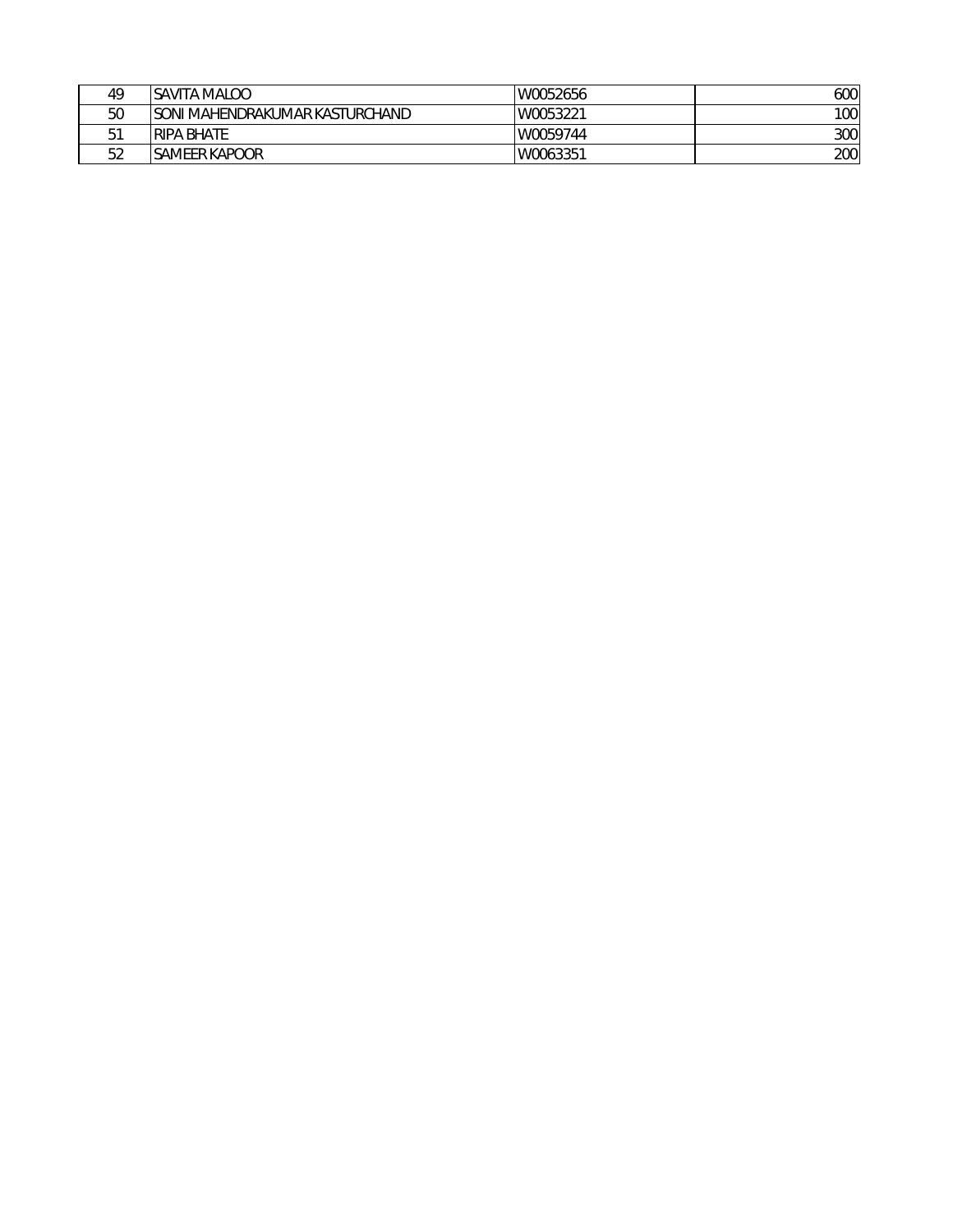| | | | |
|---|---|---|---|
| 49 | SAVITA MALOO | W0052656 | 600 |
| 50 | SONI MAHENDRAKUMAR KASTURCHAND | W0053221 | 100 |
| 51 | RIPA BHATE | W0059744 | 300 |
| 52 | SAMEER KAPOOR | W0063351 | 200 |